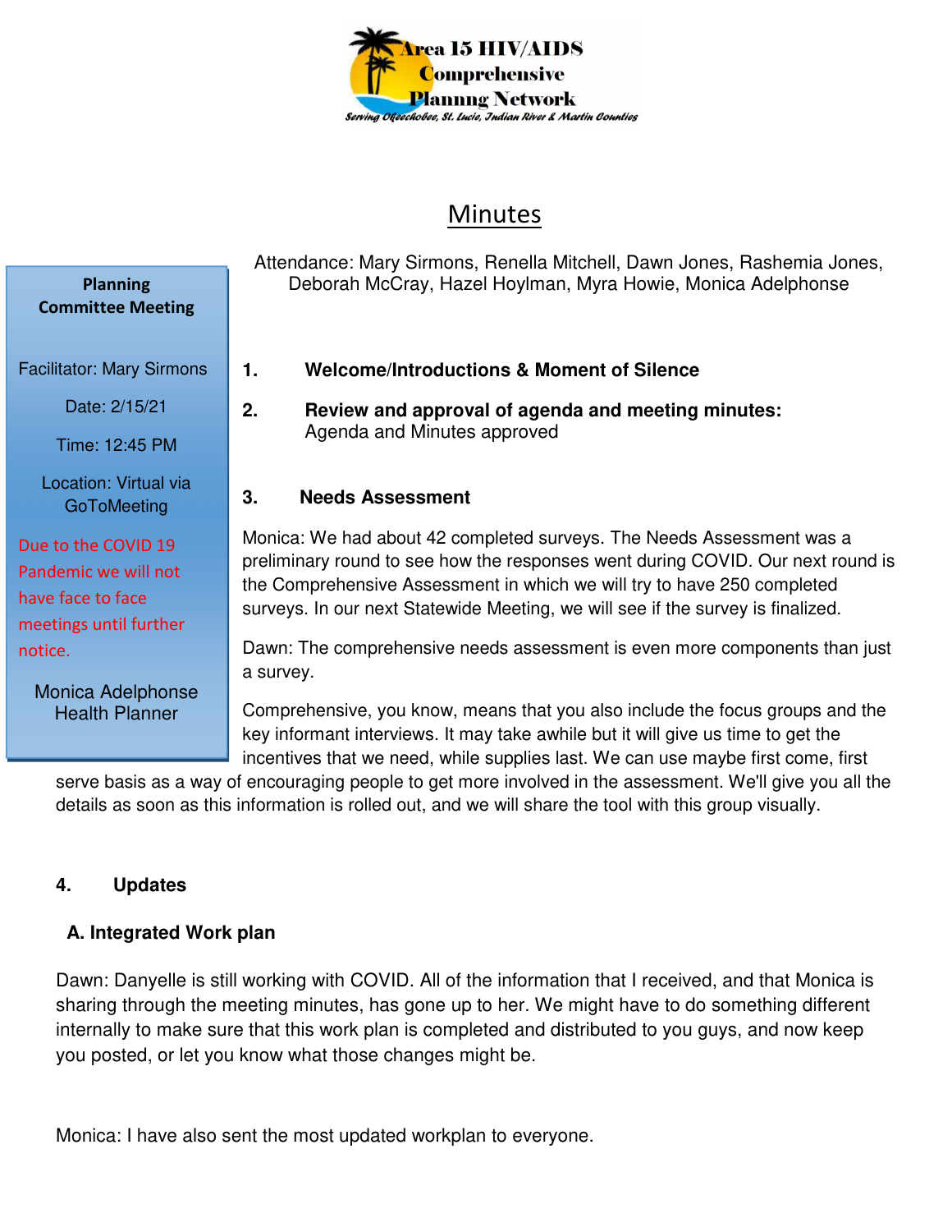Area 15 HIV/AIDS Comprehensive Plannng Network

Serving Okeechobee, St. Lucie, Indian River & Martin Counties

# Minutes

**Planning Committee Meeting**

Facilitator: Mary Sirmons

Date: 2/15/21

Time: 12:45 PM

Location: Virtual via GoToMeeting

Due to the COVID 19 Pandemic we will not have face to face meetings until further notice.

Monica Adelphonse
Health Planner

Attendance: Mary Sirmons, Renella Mitchell, Dawn Jones, Rashemia Jones, Deborah McCray, Hazel Hoylman, Myra Howie, Monica Adelphonse

1. **Welcome/Introductions & Moment of Silence**

2. **Review and approval of agenda and meeting minutes:**
   Agenda and Minutes approved

3. **Needs Assessment**

Monica: We had about 42 completed surveys. The Needs Assessment was a preliminary round to see how the responses went during COVID. Our next round is the Comprehensive Assessment in which we will try to have 250 completed surveys. In our next Statewide Meeting, we will see if the survey is finalized.

Dawn: The comprehensive needs assessment is even more components than just a survey.

Comprehensive, you know, means that you also include the focus groups and the key informant interviews. It may take awhile but it will give us time to get the incentives that we need, while supplies last. We can use maybe first come, first serve basis as a way of encouraging people to get more involved in the assessment. We'll give you all the details as soon as this information is rolled out, and we will share the tool with this group visually.

4. **Updates**

**A. Integrated Work plan**

Dawn: Danyelle is still working with COVID. All of the information that I received, and that Monica is sharing through the meeting minutes, has gone up to her. We might have to do something different internally to make sure that this work plan is completed and distributed to you guys, and now keep you posted, or let you know what those changes might be.

Monica: I have also sent the most updated workplan to everyone.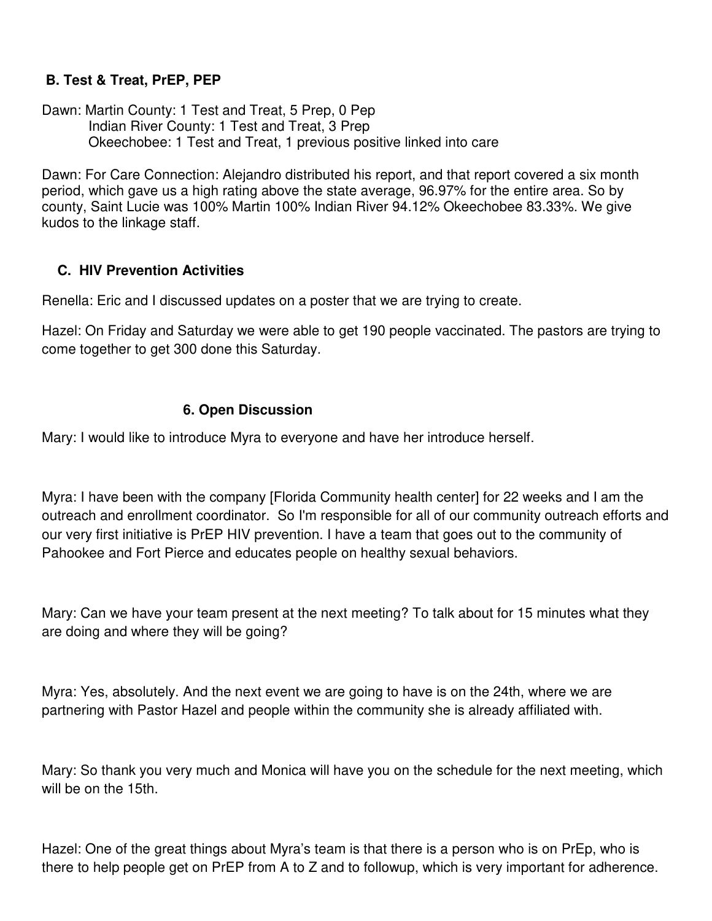### B. Test & Treat, PrEP, PEP

Dawn: Martin County: 1 Test and Treat, 5 Prep, 0 Pep
Indian River County: 1 Test and Treat, 3 Prep
Okeechobee: 1 Test and Treat, 1 previous positive linked into care

Dawn: For Care Connection: Alejandro distributed his report, and that report covered a six month period, which gave us a high rating above the state average, 96.97% for the entire area. So by county, Saint Lucie was 100% Martin 100% Indian River 94.12% Okeechobee 83.33%. We give kudos to the linkage staff.

### C. HIV Prevention Activities

Renella: Eric and I discussed updates on a poster that we are trying to create.

Hazel: On Friday and Saturday we were able to get 190 people vaccinated. The pastors are trying to come together to get 300 done this Saturday.

## 6. Open Discussion

Mary: I would like to introduce Myra to everyone and have her introduce herself.

Myra: I have been with the company [Florida Community health center] for 22 weeks and I am the outreach and enrollment coordinator. So I'm responsible for all of our community outreach efforts and our very first initiative is PrEP HIV prevention. I have a team that goes out to the community of Pahookee and Fort Pierce and educates people on healthy sexual behaviors.

Mary: Can we have your team present at the next meeting? To talk about for 15 minutes what they are doing and where they will be going?

Myra: Yes, absolutely. And the next event we are going to have is on the 24th, where we are partnering with Pastor Hazel and people within the community she is already affiliated with.

Mary: So thank you very much and Monica will have you on the schedule for the next meeting, which will be on the 15th.

Hazel: One of the great things about Myra's team is that there is a person who is on PrEp, who is there to help people get on PrEP from A to Z and to followup, which is very important for adherence.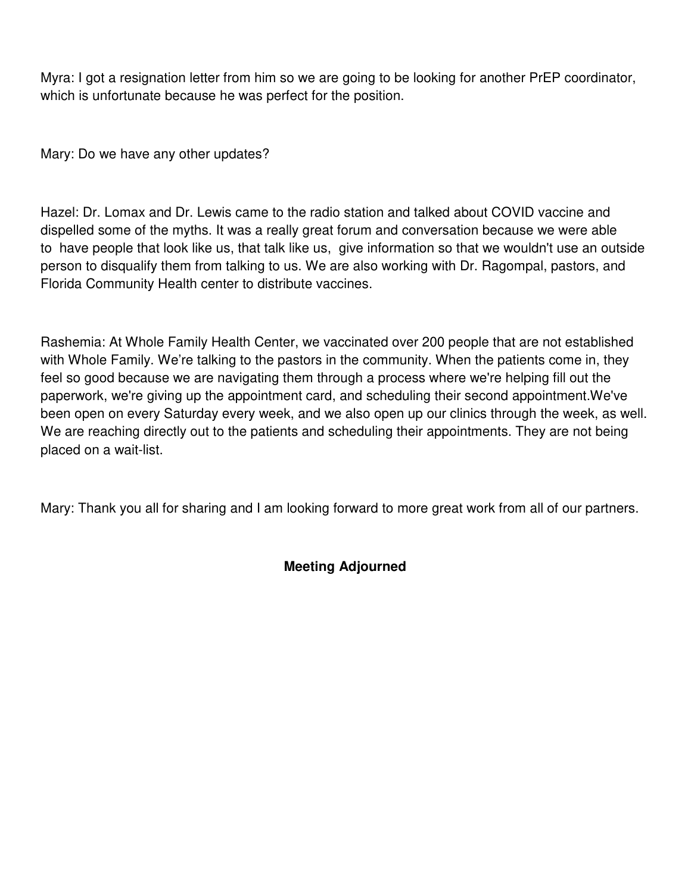Myra: I got a resignation letter from him so we are going to be looking for another PrEP coordinator, which is unfortunate because he was perfect for the position.

Mary: Do we have any other updates?

Hazel: Dr. Lomax and Dr. Lewis came to the radio station and talked about COVID vaccine and dispelled some of the myths. It was a really great forum and conversation because we were able to have people that look like us, that talk like us, give information so that we wouldn't use an outside person to disqualify them from talking to us. We are also working with Dr. Ragompal, pastors, and Florida Community Health center to distribute vaccines.

Rashemia: At Whole Family Health Center, we vaccinated over 200 people that are not established with Whole Family. We're talking to the pastors in the community. When the patients come in, they feel so good because we are navigating them through a process where we're helping fill out the paperwork, we're giving up the appointment card, and scheduling their second appointment.We've been open on every Saturday every week, and we also open up our clinics through the week, as well. We are reaching directly out to the patients and scheduling their appointments. They are not being placed on a wait-list.

Mary: Thank you all for sharing and I am looking forward to more great work from all of our partners.

**Meeting Adjourned**